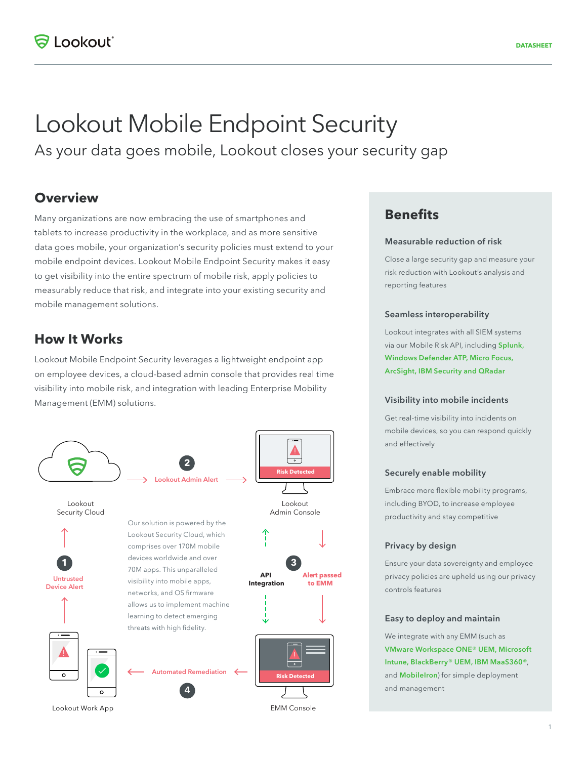# Lookout Mobile Endpoint Security

As your data goes mobile, Lookout closes your security gap

## Overview

Many organizations are now embracing the use of smartphones and tablets to increase productivity in the workplace, and as more sensitive data goes mobile, your organization's security policies must extend to your mobile endpoint devices. Lookout Mobile Endpoint Security makes it easy to get visibility into the entire spectrum of mobile risk, apply policies to measurably reduce that risk, and integrate into your existing security and mobile management solutions.

## How It Works

Lookout Mobile Endpoint Security leverages a lightweight endpoint app on employee devices, a cloud-based admin console that provides real time visibility into mobile risk, and integration with leading Enterprise Mobility Management (EMM) solutions.

Lookout Security Cloud

2 Lookout Admin Alert

Risk Detected

Lookout Admin Console

Our solution is powered by the Lookout Security Cloud, which comprises over 170M mobile devices worldwide and over 70M apps. This unparalleled visibility into mobile apps, networks, and OS firmware allows us to implement machine learning to detect emerging threats with high fidelity.

1 Untrusted Device Alert

API Integration

3 Alert passed to EMM

Lookout Work App

4 Automated Remediation

Risk Detected

EMM Console

## Benefits

### Measurable reduction of risk

Close a large security gap and measure your risk reduction with Lookout's analysis and reporting features

### Seamless interoperability

Lookout integrates with all SIEM systems via our Mobile Risk API, including **Splunk, Windows Defender ATP, Micro Focus, ArcSight, IBM Security and QRadar**

### Visibility into mobile incidents

Get real-time visibility into incidents on mobile devices, so you can respond quickly and effectively

### Securely enable mobility

Embrace more flexible mobility programs, including BYOD, to increase employee productivity and stay competitive

### Privacy by design

Ensure your data sovereignty and employee privacy policies are upheld using our privacy controls features

### Easy to deploy and maintain

We integrate with any EMM (such as **VMware Workspace ONE® UEM, Microsoft Intune, BlackBerry® UEM, IBM MaaS360®**, and **MobileIron**) for simple deployment and management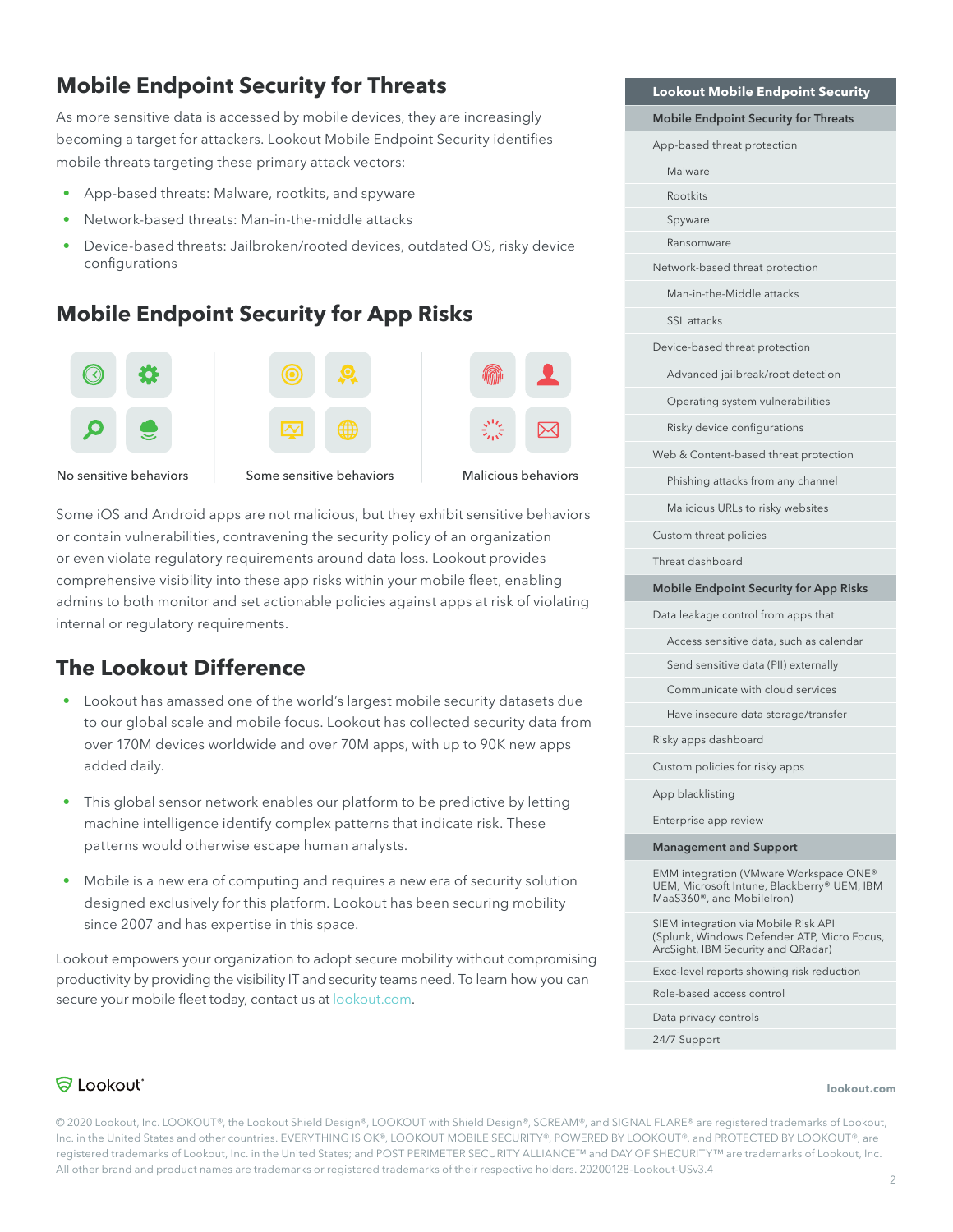## Mobile Endpoint Security for Threats

As more sensitive data is accessed by mobile devices, they are increasingly becoming a target for attackers. Lookout Mobile Endpoint Security identifies mobile threats targeting these primary attack vectors:

- App-based threats: Malware, rootkits, and spyware
- Network-based threats: Man-in-the-middle attacks
- Device-based threats: Jailbroken/rooted devices, outdated OS, risky device configurations

## Mobile Endpoint Security for App Risks

No sensitive behaviors

Some sensitive behaviors

Malicious behaviors

Some iOS and Android apps are not malicious, but they exhibit sensitive behaviors or contain vulnerabilities, contravening the security policy of an organization or even violate regulatory requirements around data loss. Lookout provides comprehensive visibility into these app risks within your mobile fleet, enabling admins to both monitor and set actionable policies against apps at risk of violating internal or regulatory requirements.

## The Lookout Difference

- Lookout has amassed one of the world's largest mobile security datasets due to our global scale and mobile focus. Lookout has collected security data from over 170M devices worldwide and over 70M apps, with up to 90K new apps added daily.
- This global sensor network enables our platform to be predictive by letting machine intelligence identify complex patterns that indicate risk. These patterns would otherwise escape human analysts.
- Mobile is a new era of computing and requires a new era of security solution designed exclusively for this platform. Lookout has been securing mobility since 2007 and has expertise in this space.

Lookout empowers your organization to adopt secure mobility without compromising productivity by providing the visibility IT and security teams need. To learn how you can secure your mobile fleet today, contact us at lookout.com.

| Lookout Mobile Endpoint Security |
|---|
| **Mobile Endpoint Security for Threats** |
| App-based threat protection |
| Malware |
| Rootkits |
| Spyware |
| Ransomware |
| Network-based threat protection |
| Man-in-the-Middle attacks |
| SSL attacks |
| Device-based threat protection |
| Advanced jailbreak/root detection |
| Operating system vulnerabilities |
| Risky device configurations |
| Web & Content-based threat protection |
| Phishing attacks from any channel |
| Malicious URLs to risky websites |
| Custom threat policies |
| Threat dashboard |
| **Mobile Endpoint Security for App Risks** |
| Data leakage control from apps that: |
| Access sensitive data, such as calendar |
| Send sensitive data (PII) externally |
| Communicate with cloud services |
| Have insecure data storage/transfer |
| Risky apps dashboard |
| Custom policies for risky apps |
| App blacklisting |
| Enterprise app review |
| **Management and Support** |
| EMM integration (VMware Workspace ONE® UEM, Microsoft Intune, Blackberry® UEM, IBM MaaS360®, and MobileIron) |
| SIEM integration via Mobile Risk API (Splunk, Windows Defender ATP, Micro Focus, ArcSight, IBM Security and QRadar) |
| Exec-level reports showing risk reduction |
| Role-based access control |
| Data privacy controls |
| 24/7 Support |

Lookout

lookout.com

© 2020 Lookout, Inc. LOOKOUT®, the Lookout Shield Design®, LOOKOUT with Shield Design®, SCREAM®, and SIGNAL FLARE® are registered trademarks of Lookout, Inc. in the United States and other countries. EVERYTHING IS OK®, LOOKOUT MOBILE SECURITY®, POWERED BY LOOKOUT®, and PROTECTED BY LOOKOUT®, are registered trademarks of Lookout, Inc. in the United States; and POST PERIMETER SECURITY ALLIANCE™ and DAY OF SHECURITY™ are trademarks of Lookout, Inc. All other brand and product names are trademarks or registered trademarks of their respective holders. 20200128-Lookout-USv3.4